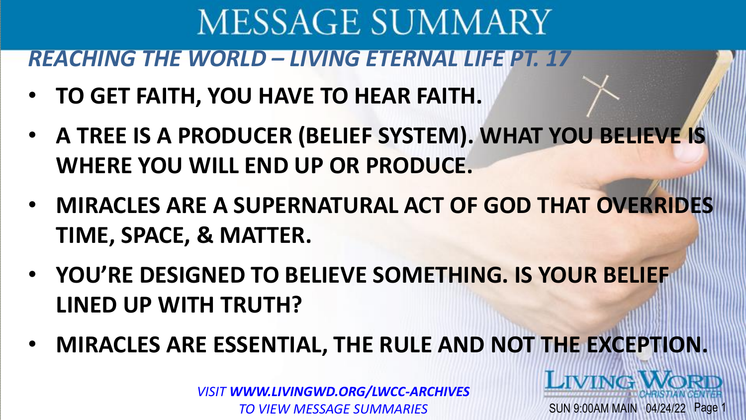# MESSAGE SUMMARY

## *REACHING THE WORLD – LIVING ETERNAL LIFE PT. 17*

- **TO GET FAITH, YOU HAVE TO HEAR FAITH.**
- **A TREE IS A PRODUCER (BELIEF SYSTEM). WHAT YOU BELIEVE IS WHERE YOU WILL END UP OR PRODUCE.**
- **MIRACLES ARE A SUPERNATURAL ACT OF GOD THAT OVERRIDES TIME, SPACE, & MATTER.**
- **YOU'RE DESIGNED TO BELIEVE SOMETHING. IS YOUR BELIEF LINED UP WITH TRUTH?**
- **MIRACLES ARE ESSENTIAL, THE RULE AND NOT THE EXCEPTION.**

*VISIT **WWW.LIVINGWD.ORG/LWCC-ARCHIVES** TO VIEW MESSAGE SUMMARIES*

LIVING WORD CHRISTIAN CENTER

SUN 9:00AM MAIN 04/24/22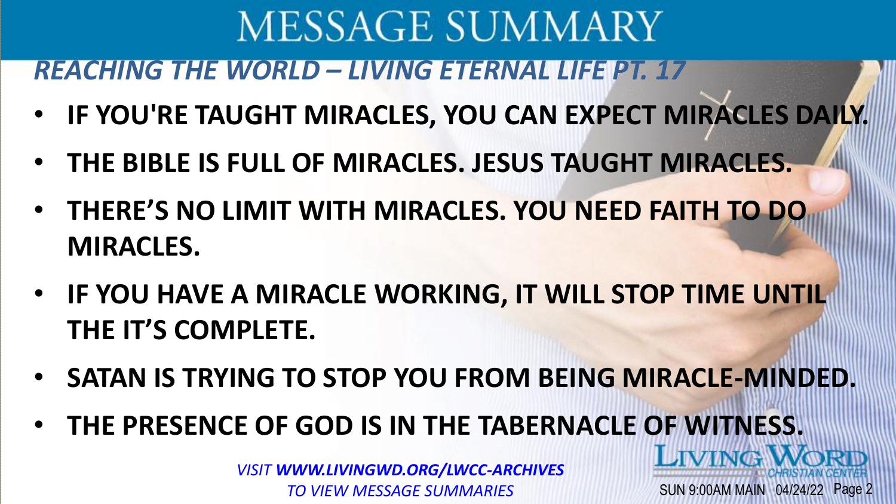# MESSAGE SUMMARY

## *REACHING THE WORLD – LIVING ETERNAL LIFE PT. 17*

- **IF YOU'RE TAUGHT MIRACLES, YOU CAN EXPECT MIRACLES DAILY.**
- **THE BIBLE IS FULL OF MIRACLES. JESUS TAUGHT MIRACLES.**
- **THERE'S NO LIMIT WITH MIRACLES. YOU NEED FAITH TO DO MIRACLES.**
- **IF YOU HAVE A MIRACLE WORKING, IT WILL STOP TIME UNTIL THE IT'S COMPLETE.**
- **SATAN IS TRYING TO STOP YOU FROM BEING MIRACLE-MINDED.**
- **THE PRESENCE OF GOD IS IN THE TABERNACLE OF WITNESS.**

*VISIT **WWW.LIVINGWD.ORG/LWCC-ARCHIVES** TO VIEW MESSAGE SUMMARIES*

LIVING WORD CHRISTIAN CENTER

SUN 9:00AM MAIN 04/24/22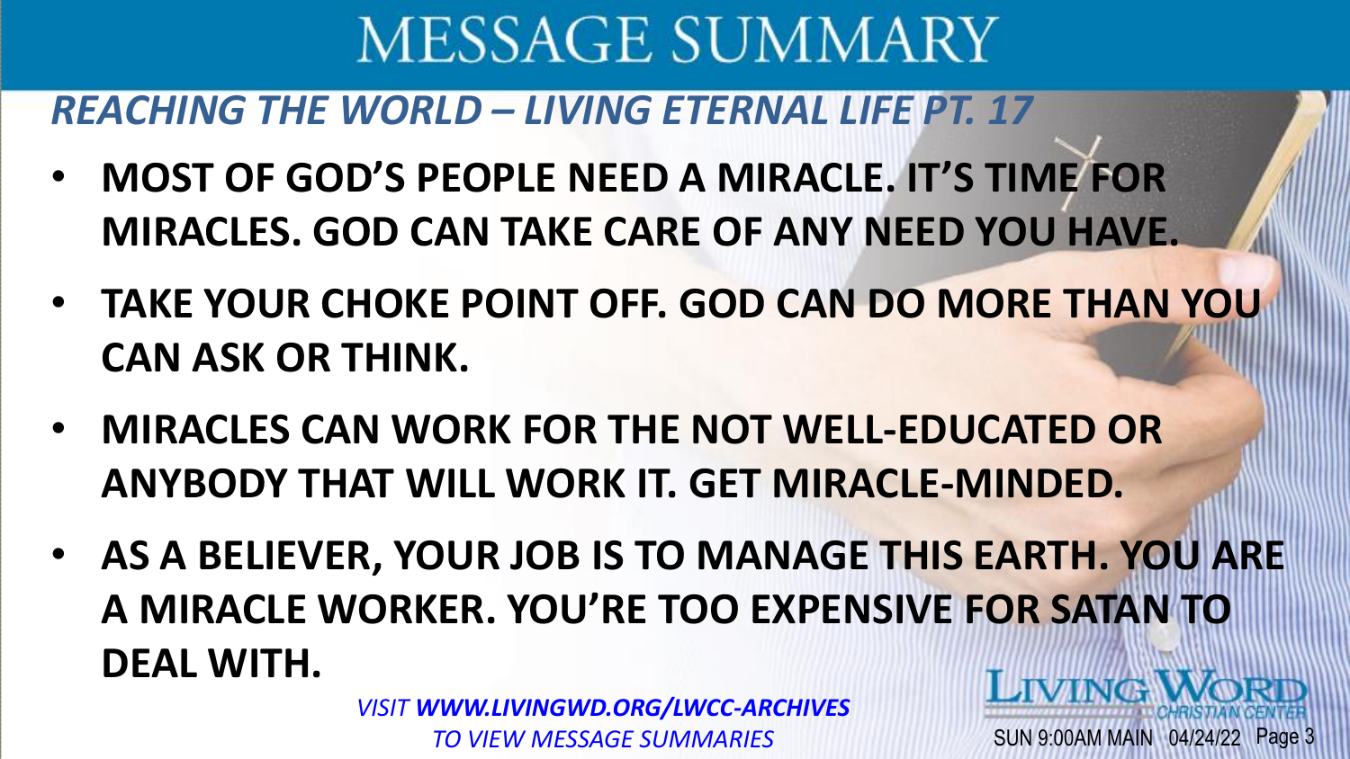# MESSAGE SUMMARY

## *REACHING THE WORLD – LIVING ETERNAL LIFE PT. 17*

- **MOST OF GOD'S PEOPLE NEED A MIRACLE. IT'S TIME FOR MIRACLES. GOD CAN TAKE CARE OF ANY NEED YOU HAVE.**
- **TAKE YOUR CHOKE POINT OFF. GOD CAN DO MORE THAN YOU CAN ASK OR THINK.**
- **MIRACLES CAN WORK FOR THE NOT WELL-EDUCATED OR ANYBODY THAT WILL WORK IT. GET MIRACLE-MINDED.**
- **AS A BELIEVER, YOUR JOB IS TO MANAGE THIS EARTH. YOU ARE A MIRACLE WORKER. YOU'RE TOO EXPENSIVE FOR SATAN TO DEAL WITH.**

*VISIT **WWW.LIVINGWD.ORG/LWCC-ARCHIVES** TO VIEW MESSAGE SUMMARIES*

LIVING WORD CHRISTIAN CENTER

SUN 9:00AM MAIN 04/24/22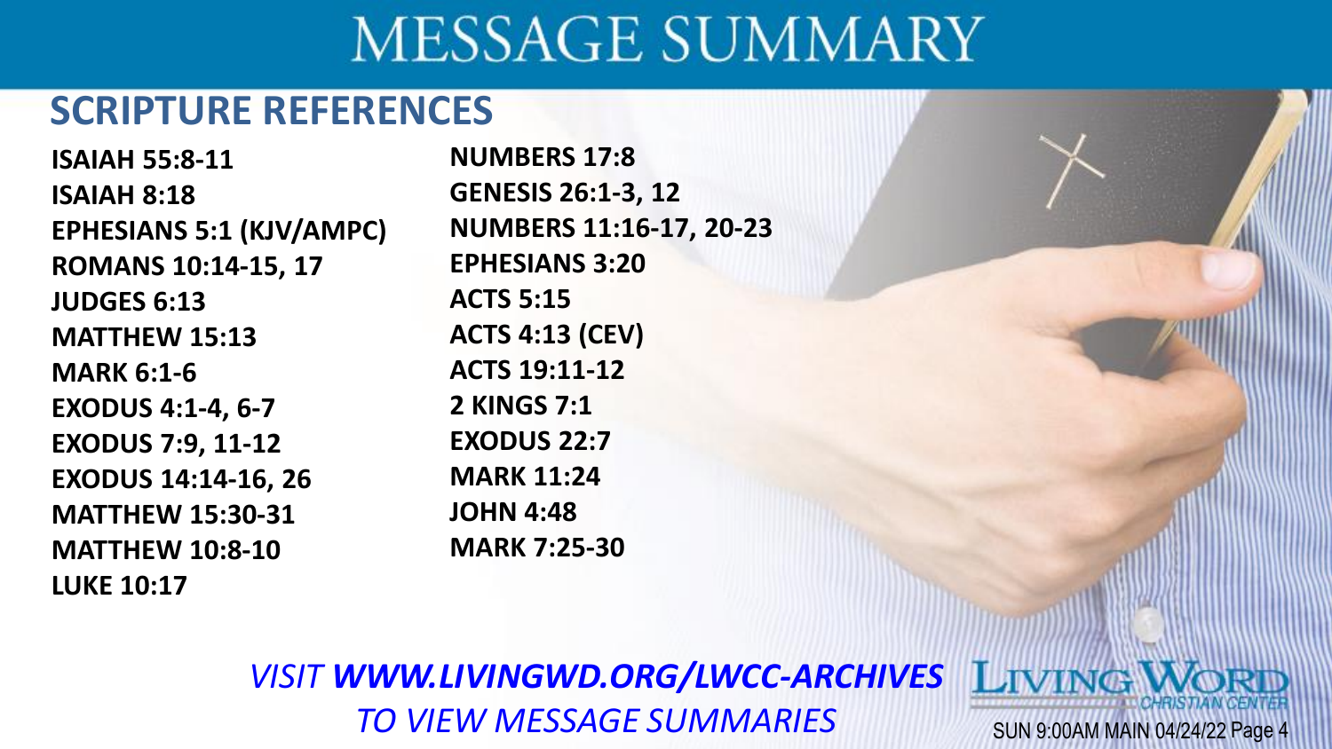# MESSAGE SUMMARY

## SCRIPTURE REFERENCES

**ISAIAH 55:8-11**
**ISAIAH 8:18**
**EPHESIANS 5:1 (KJV/AMPC)**
**ROMANS 10:14-15, 17**
**JUDGES 6:13**
**MATTHEW 15:13**
**MARK 6:1-6**
**EXODUS 4:1-4, 6-7**
**EXODUS 7:9, 11-12**
**EXODUS 14:14-16, 26**
**MATTHEW 15:30-31**
**MATTHEW 10:8-10**
**LUKE 10:17**
**NUMBERS 17:8**
**GENESIS 26:1-3, 12**
**NUMBERS 11:16-17, 20-23**
**EPHESIANS 3:20**
**ACTS 5:15**
**ACTS 4:13 (CEV)**
**ACTS 19:11-12**
**2 KINGS 7:1**
**EXODUS 22:7**
**MARK 11:24**
**JOHN 4:48**
**MARK 7:25-30**

*VISIT **WWW.LIVINGWD.ORG/LWCC-ARCHIVES** TO VIEW MESSAGE SUMMARIES*

LIVING WORD CHRISTIAN CENTER

SUN 9:00AM MAIN 04/24/22